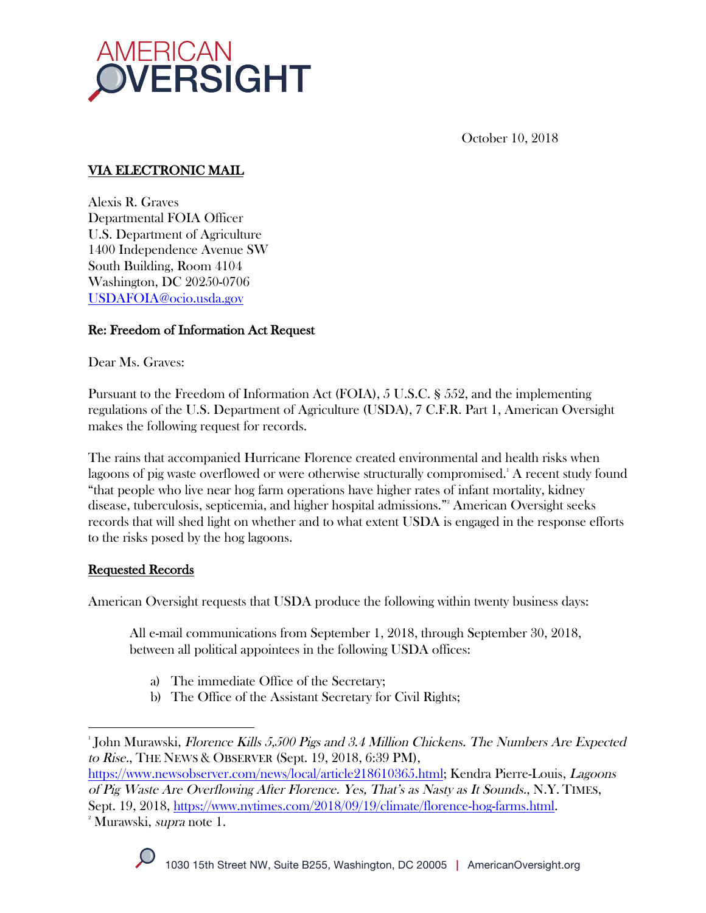AMERICAN OVERSIGHT

October 10, 2018

**VIA ELECTRONIC MAIL**

Alexis R. Graves
Departmental FOIA Officer
U.S. Department of Agriculture
1400 Independence Avenue SW
South Building, Room 4104
Washington, DC 20250-0706
USDAFOIA@ocio.usda.gov

**Re: Freedom of Information Act Request**

Dear Ms. Graves:

Pursuant to the Freedom of Information Act (FOIA), 5 U.S.C. § 552, and the implementing regulations of the U.S. Department of Agriculture (USDA), 7 C.F.R. Part 1, American Oversight makes the following request for records.

The rains that accompanied Hurricane Florence created environmental and health risks when lagoons of pig waste overflowed or were otherwise structurally compromised.[1] A recent study found "that people who live near hog farm operations have higher rates of infant mortality, kidney disease, tuberculosis, septicemia, and higher hospital admissions."[2] American Oversight seeks records that will shed light on whether and to what extent USDA is engaged in the response efforts to the risks posed by the hog lagoons.

**Requested Records**

American Oversight requests that USDA produce the following within twenty business days:

> All e-mail communications from September 1, 2018, through September 30, 2018, between all political appointees in the following USDA offices:
>
> a) The immediate Office of the Secretary;
> b) The Office of the Assistant Secretary for Civil Rights;

---

[1] John Murawski, *Florence Kills 5,500 Pigs and 3.4 Million Chickens. The Numbers Are Expected to Rise.*, THE NEWS & OBSERVER (Sept. 19, 2018, 6:39 PM), https://www.newsobserver.com/news/local/article218610365.html; Kendra Pierre-Louis, *Lagoons of Pig Waste Are Overflowing After Florence. Yes, That's as Nasty as It Sounds.*, N.Y. TIMES, Sept. 19, 2018, https://www.nytimes.com/2018/09/19/climate/florence-hog-farms.html.

[2] Murawski, *supra* note 1.

1030 15th Street NW, Suite B255, Washington, DC 20005 | AmericanOversight.org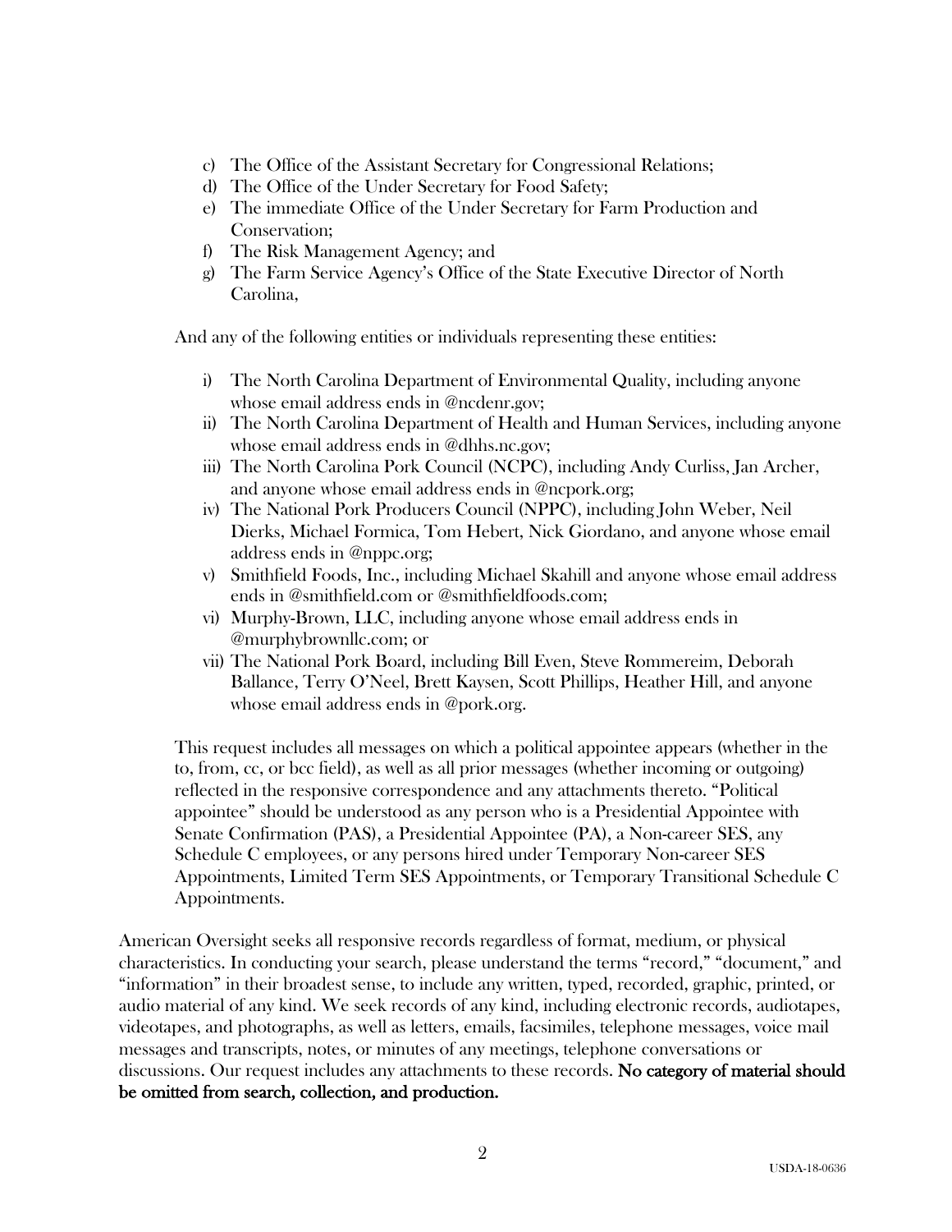c) The Office of the Assistant Secretary for Congressional Relations;
d) The Office of the Under Secretary for Food Safety;
e) The immediate Office of the Under Secretary for Farm Production and Conservation;
f) The Risk Management Agency; and
g) The Farm Service Agency's Office of the State Executive Director of North Carolina,

And any of the following entities or individuals representing these entities:

i) The North Carolina Department of Environmental Quality, including anyone whose email address ends in @ncdenr.gov;
ii) The North Carolina Department of Health and Human Services, including anyone whose email address ends in @dhhs.nc.gov;
iii) The North Carolina Pork Council (NCPC), including Andy Curliss, Jan Archer, and anyone whose email address ends in @ncpork.org;
iv) The National Pork Producers Council (NPPC), including John Weber, Neil Dierks, Michael Formica, Tom Hebert, Nick Giordano, and anyone whose email address ends in @nppc.org;
v) Smithfield Foods, Inc., including Michael Skahill and anyone whose email address ends in @smithfield.com or @smithfieldfoods.com;
vi) Murphy-Brown, LLC, including anyone whose email address ends in @murphybrownllc.com; or
vii) The National Pork Board, including Bill Even, Steve Rommereim, Deborah Ballance, Terry O'Neel, Brett Kaysen, Scott Phillips, Heather Hill, and anyone whose email address ends in @pork.org.

This request includes all messages on which a political appointee appears (whether in the to, from, cc, or bcc field), as well as all prior messages (whether incoming or outgoing) reflected in the responsive correspondence and any attachments thereto. "Political appointee" should be understood as any person who is a Presidential Appointee with Senate Confirmation (PAS), a Presidential Appointee (PA), a Non-career SES, any Schedule C employees, or any persons hired under Temporary Non-career SES Appointments, Limited Term SES Appointments, or Temporary Transitional Schedule C Appointments.

American Oversight seeks all responsive records regardless of format, medium, or physical characteristics. In conducting your search, please understand the terms "record," "document," and "information" in their broadest sense, to include any written, typed, recorded, graphic, printed, or audio material of any kind. We seek records of any kind, including electronic records, audiotapes, videotapes, and photographs, as well as letters, emails, facsimiles, telephone messages, voice mail messages and transcripts, notes, or minutes of any meetings, telephone conversations or discussions. Our request includes any attachments to these records. **No category of material should be omitted from search, collection, and production.**

USDA-18-0636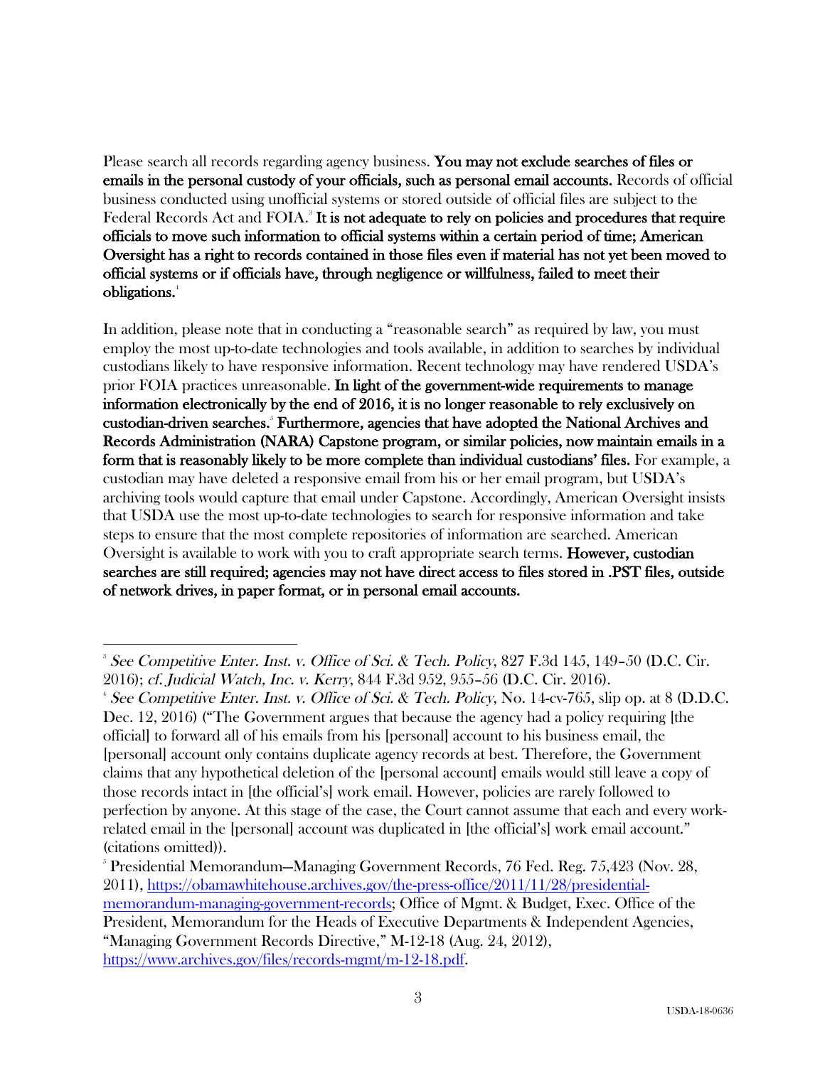Please search all records regarding agency business. **You may not exclude searches of files or emails in the personal custody of your officials, such as personal email accounts.** Records of official business conducted using unofficial systems or stored outside of official files are subject to the Federal Records Act and FOIA.[3] **It is not adequate to rely on policies and procedures that require officials to move such information to official systems within a certain period of time; American Oversight has a right to records contained in those files even if material has not yet been moved to official systems or if officials have, through negligence or willfulness, failed to meet their obligations.**[4]

In addition, please note that in conducting a "reasonable search" as required by law, you must employ the most up-to-date technologies and tools available, in addition to searches by individual custodians likely to have responsive information. Recent technology may have rendered USDA's prior FOIA practices unreasonable. **In light of the government-wide requirements to manage information electronically by the end of 2016, it is no longer reasonable to rely exclusively on custodian-driven searches.**[5] **Furthermore, agencies that have adopted the National Archives and Records Administration (NARA) Capstone program, or similar policies, now maintain emails in a form that is reasonably likely to be more complete than individual custodians' files.** For example, a custodian may have deleted a responsive email from his or her email program, but USDA's archiving tools would capture that email under Capstone. Accordingly, American Oversight insists that USDA use the most up-to-date technologies to search for responsive information and take steps to ensure that the most complete repositories of information are searched. American Oversight is available to work with you to craft appropriate search terms. **However, custodian searches are still required; agencies may not have direct access to files stored in .PST files, outside of network drives, in paper format, or in personal email accounts.**

---

[3] *See Competitive Enter. Inst. v. Office of Sci. & Tech. Policy*, 827 F.3d 145, 149–50 (D.C. Cir. 2016); *cf. Judicial Watch, Inc. v. Kerry*, 844 F.3d 952, 955–56 (D.C. Cir. 2016).

[4] *See Competitive Enter. Inst. v. Office of Sci. & Tech. Policy*, No. 14-cv-765, slip op. at 8 (D.D.C. Dec. 12, 2016) ("The Government argues that because the agency had a policy requiring [the official] to forward all of his emails from his [personal] account to his business email, the [personal] account only contains duplicate agency records at best. Therefore, the Government claims that any hypothetical deletion of the [personal account] emails would still leave a copy of those records intact in [the official's] work email. However, policies are rarely followed to perfection by anyone. At this stage of the case, the Court cannot assume that each and every work-related email in the [personal] account was duplicated in [the official's] work email account." (citations omitted)).

[5] Presidential Memorandum—Managing Government Records, 76 Fed. Reg. 75,423 (Nov. 28, 2011), https://obamawhitehouse.archives.gov/the-press-office/2011/11/28/presidential-memorandum-managing-government-records; Office of Mgmt. & Budget, Exec. Office of the President, Memorandum for the Heads of Executive Departments & Independent Agencies, "Managing Government Records Directive," M-12-18 (Aug. 24, 2012), https://www.archives.gov/files/records-mgmt/m-12-18.pdf.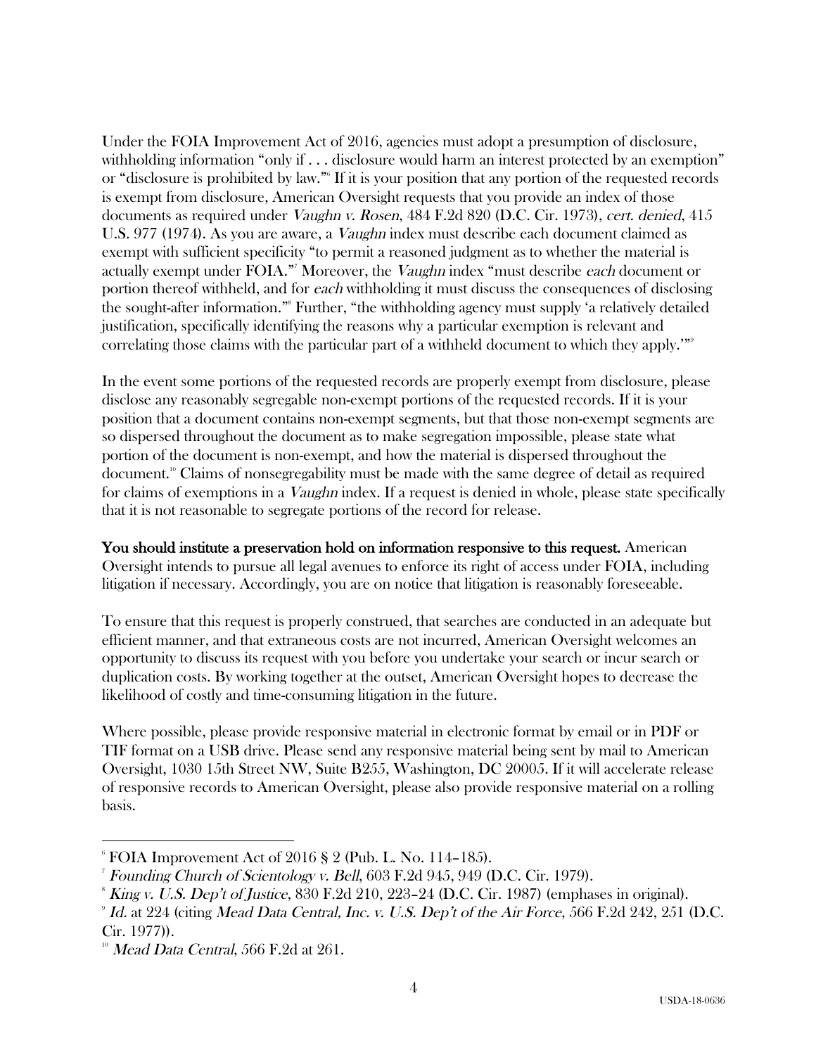Under the FOIA Improvement Act of 2016, agencies must adopt a presumption of disclosure, withholding information "only if . . . disclosure would harm an interest protected by an exemption" or "disclosure is prohibited by law."[6] If it is your position that any portion of the requested records is exempt from disclosure, American Oversight requests that you provide an index of those documents as required under *Vaughn v. Rosen*, 484 F.2d 820 (D.C. Cir. 1973), *cert. denied*, 415 U.S. 977 (1974). As you are aware, a *Vaughn* index must describe each document claimed as exempt with sufficient specificity "to permit a reasoned judgment as to whether the material is actually exempt under FOIA."[7] Moreover, the *Vaughn* index "must describe *each* document or portion thereof withheld, and for *each* withholding it must discuss the consequences of disclosing the sought-after information."[8] Further, "the withholding agency must supply 'a relatively detailed justification, specifically identifying the reasons why a particular exemption is relevant and correlating those claims with the particular part of a withheld document to which they apply.'"[9]

In the event some portions of the requested records are properly exempt from disclosure, please disclose any reasonably segregable non-exempt portions of the requested records. If it is your position that a document contains non-exempt segments, but that those non-exempt segments are so dispersed throughout the document as to make segregation impossible, please state what portion of the document is non-exempt, and how the material is dispersed throughout the document.[10] Claims of nonsegregability must be made with the same degree of detail as required for claims of exemptions in a *Vaughn* index. If a request is denied in whole, please state specifically that it is not reasonable to segregate portions of the record for release.

**You should institute a preservation hold on information responsive to this request.** American Oversight intends to pursue all legal avenues to enforce its right of access under FOIA, including litigation if necessary. Accordingly, you are on notice that litigation is reasonably foreseeable.

To ensure that this request is properly construed, that searches are conducted in an adequate but efficient manner, and that extraneous costs are not incurred, American Oversight welcomes an opportunity to discuss its request with you before you undertake your search or incur search or duplication costs. By working together at the outset, American Oversight hopes to decrease the likelihood of costly and time-consuming litigation in the future.

Where possible, please provide responsive material in electronic format by email or in PDF or TIF format on a USB drive. Please send any responsive material being sent by mail to American Oversight, 1030 15th Street NW, Suite B255, Washington, DC 20005. If it will accelerate release of responsive records to American Oversight, please also provide responsive material on a rolling basis.

---

[6] FOIA Improvement Act of 2016 § 2 (Pub. L. No. 114–185).

[7] *Founding Church of Scientology v. Bell*, 603 F.2d 945, 949 (D.C. Cir. 1979).

[8] *King v. U.S. Dep't of Justice*, 830 F.2d 210, 223–24 (D.C. Cir. 1987) (emphases in original).

[9] *Id.* at 224 (citing *Mead Data Central, Inc. v. U.S. Dep't of the Air Force*, 566 F.2d 242, 251 (D.C. Cir. 1977)).

[10] *Mead Data Central*, 566 F.2d at 261.

USDA-18-0636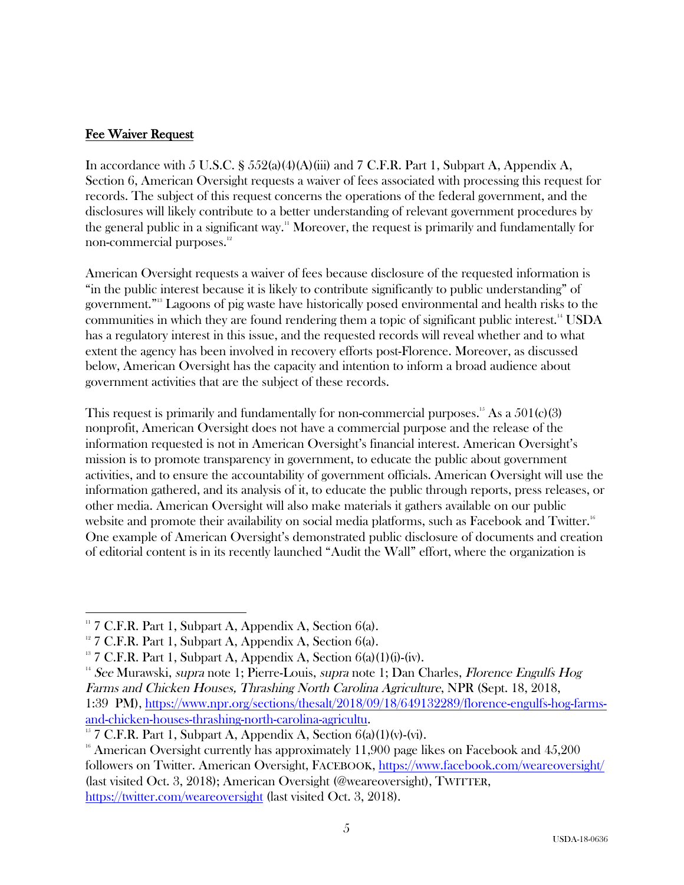## Fee Waiver Request

In accordance with 5 U.S.C. § 552(a)(4)(A)(iii) and 7 C.F.R. Part 1, Subpart A, Appendix A, Section 6, American Oversight requests a waiver of fees associated with processing this request for records. The subject of this request concerns the operations of the federal government, and the disclosures will likely contribute to a better understanding of relevant government procedures by the general public in a significant way.[11] Moreover, the request is primarily and fundamentally for non-commercial purposes.[12]

American Oversight requests a waiver of fees because disclosure of the requested information is "in the public interest because it is likely to contribute significantly to public understanding" of government."[13] Lagoons of pig waste have historically posed environmental and health risks to the communities in which they are found rendering them a topic of significant public interest.[14] USDA has a regulatory interest in this issue, and the requested records will reveal whether and to what extent the agency has been involved in recovery efforts post-Florence. Moreover, as discussed below, American Oversight has the capacity and intention to inform a broad audience about government activities that are the subject of these records.

This request is primarily and fundamentally for non-commercial purposes.[15] As a 501(c)(3) nonprofit, American Oversight does not have a commercial purpose and the release of the information requested is not in American Oversight's financial interest. American Oversight's mission is to promote transparency in government, to educate the public about government activities, and to ensure the accountability of government officials. American Oversight will use the information gathered, and its analysis of it, to educate the public through reports, press releases, or other media. American Oversight will also make materials it gathers available on our public website and promote their availability on social media platforms, such as Facebook and Twitter.[16] One example of American Oversight's demonstrated public disclosure of documents and creation of editorial content is in its recently launched "Audit the Wall" effort, where the organization is

---

[11] 7 C.F.R. Part 1, Subpart A, Appendix A, Section 6(a).

[12] 7 C.F.R. Part 1, Subpart A, Appendix A, Section 6(a).

[13] 7 C.F.R. Part 1, Subpart A, Appendix A, Section 6(a)(1)(i)-(iv).

[14] *See* Murawski, *supra* note 1; Pierre-Louis, *supra* note 1; Dan Charles, *Florence Engulfs Hog Farms and Chicken Houses, Thrashing North Carolina Agriculture*, NPR (Sept. 18, 2018, 1:39 PM), https://www.npr.org/sections/thesalt/2018/09/18/649132289/florence-engulfs-hog-farms-and-chicken-houses-thrashing-north-carolina-agricultu.

[15] 7 C.F.R. Part 1, Subpart A, Appendix A, Section 6(a)(1)(v)-(vi).

[16] American Oversight currently has approximately 11,900 page likes on Facebook and 45,200 followers on Twitter. American Oversight, FACEBOOK, https://www.facebook.com/weareoversight/ (last visited Oct. 3, 2018); American Oversight (@weareoversight), TWITTER, https://twitter.com/weareoversight (last visited Oct. 3, 2018).

USDA-18-0636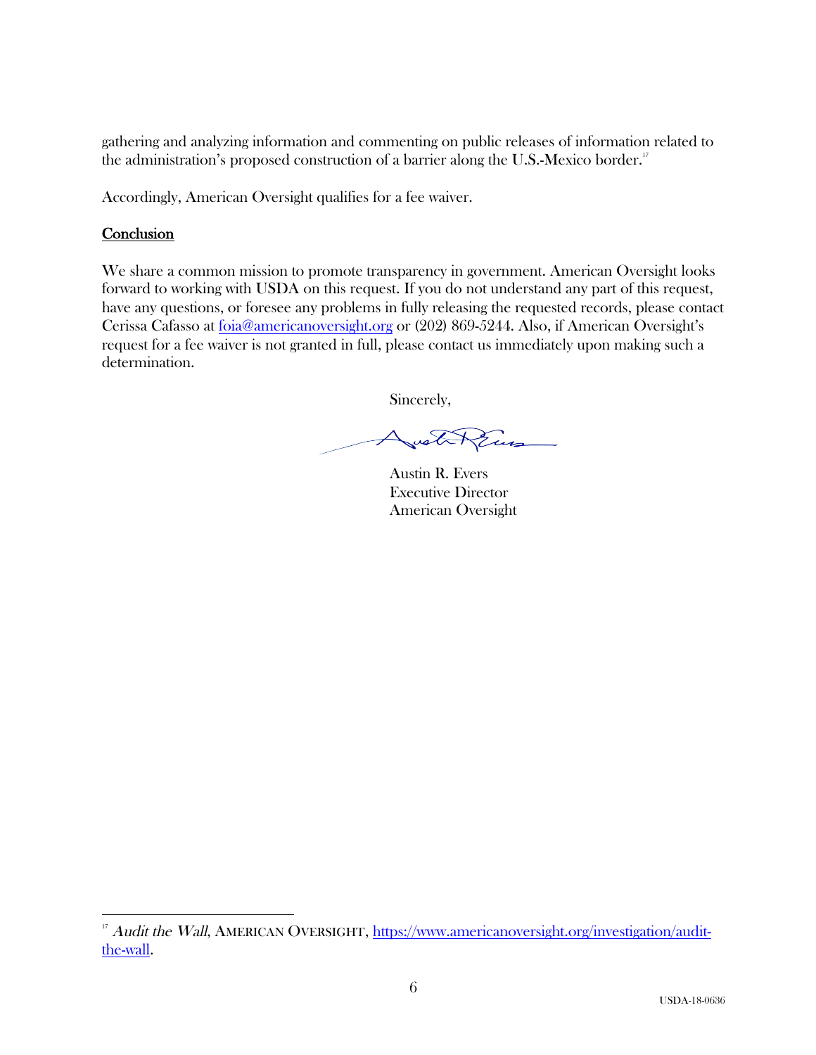gathering and analyzing information and commenting on public releases of information related to the administration's proposed construction of a barrier along the U.S.-Mexico border.[17]

Accordingly, American Oversight qualifies for a fee waiver.

## Conclusion

We share a common mission to promote transparency in government. American Oversight looks forward to working with USDA on this request. If you do not understand any part of this request, have any questions, or foresee any problems in fully releasing the requested records, please contact Cerissa Cafasso at foia@americanoversight.org or (202) 869-5244. Also, if American Oversight's request for a fee waiver is not granted in full, please contact us immediately upon making such a determination.

Sincerely,

Austin R. Evers
Executive Director
American Oversight

---

[17] *Audit the Wall*, AMERICAN OVERSIGHT, https://www.americanoversight.org/investigation/audit-the-wall.

USDA-18-0636